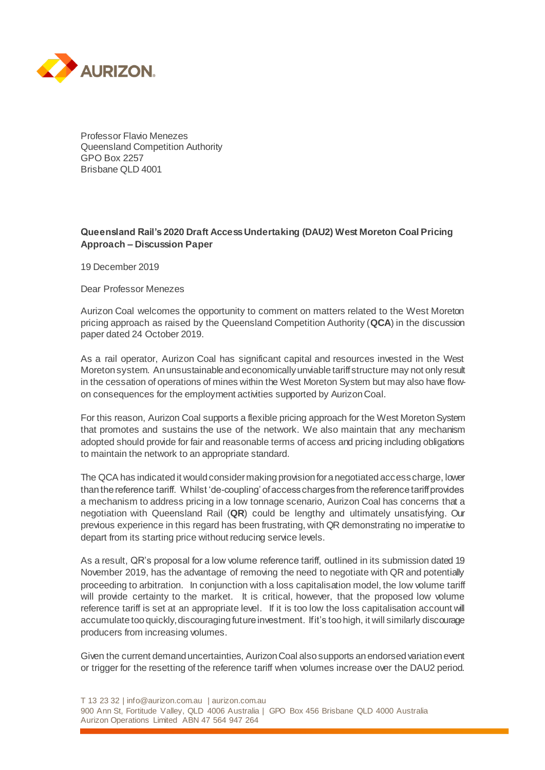Professor Flavio Menezes
Queensland Competition Authority
GPO Box 2257
Brisbane QLD 4001

**Queensland Rail's 2020 Draft Access Undertaking (DAU2) West Moreton Coal Pricing Approach – Discussion Paper**

19 December 2019

Dear Professor Menezes

Aurizon Coal welcomes the opportunity to comment on matters related to the West Moreton pricing approach as raised by the Queensland Competition Authority (**QCA**) in the discussion paper dated 24 October 2019.

As a rail operator, Aurizon Coal has significant capital and resources invested in the West Moreton system. An unsustainable and economically unviable tariff structure may not only result in the cessation of operations of mines within the West Moreton System but may also have flow-on consequences for the employment activities supported by Aurizon Coal.

For this reason, Aurizon Coal supports a flexible pricing approach for the West Moreton System that promotes and sustains the use of the network. We also maintain that any mechanism adopted should provide for fair and reasonable terms of access and pricing including obligations to maintain the network to an appropriate standard.

The QCA has indicated it would consider making provision for a negotiated access charge, lower than the reference tariff. Whilst 'de-coupling' of access charges from the reference tariff provides a mechanism to address pricing in a low tonnage scenario, Aurizon Coal has concerns that a negotiation with Queensland Rail (**QR**) could be lengthy and ultimately unsatisfying. Our previous experience in this regard has been frustrating, with QR demonstrating no imperative to depart from its starting price without reducing service levels.

As a result, QR's proposal for a low volume reference tariff, outlined in its submission dated 19 November 2019, has the advantage of removing the need to negotiate with QR and potentially proceeding to arbitration. In conjunction with a loss capitalisation model, the low volume tariff will provide certainty to the market. It is critical, however, that the proposed low volume reference tariff is set at an appropriate level. If it is too low the loss capitalisation account will accumulate too quickly, discouraging future investment. If it's too high, it will similarly discourage producers from increasing volumes.

Given the current demand uncertainties, Aurizon Coal also supports an endorsed variation event or trigger for the resetting of the reference tariff when volumes increase over the DAU2 period.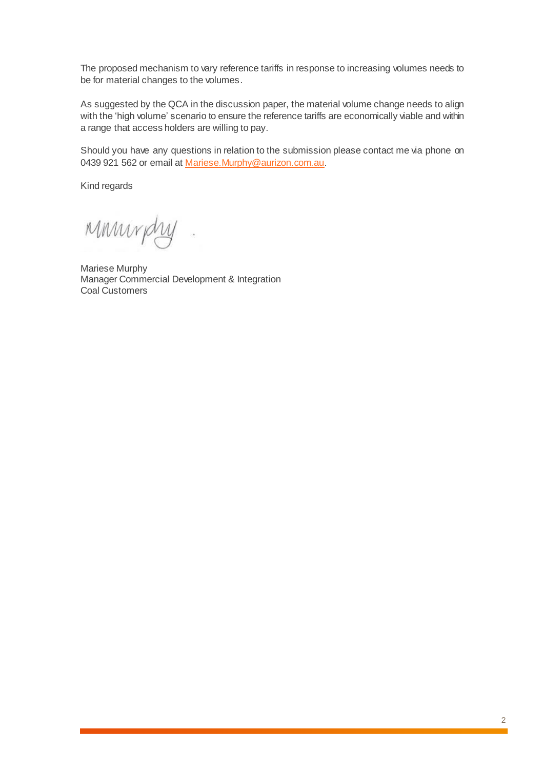The proposed mechanism to vary reference tariffs in response to increasing volumes needs to be for material changes to the volumes.

As suggested by the QCA in the discussion paper, the material volume change needs to align with the 'high volume' scenario to ensure the reference tariffs are economically viable and within a range that access holders are willing to pay.

Should you have any questions in relation to the submission please contact me via phone on 0439 921 562 or email at Mariese.Murphy@aurizon.com.au.

Kind regards

Mariese Murphy
Manager Commercial Development & Integration
Coal Customers